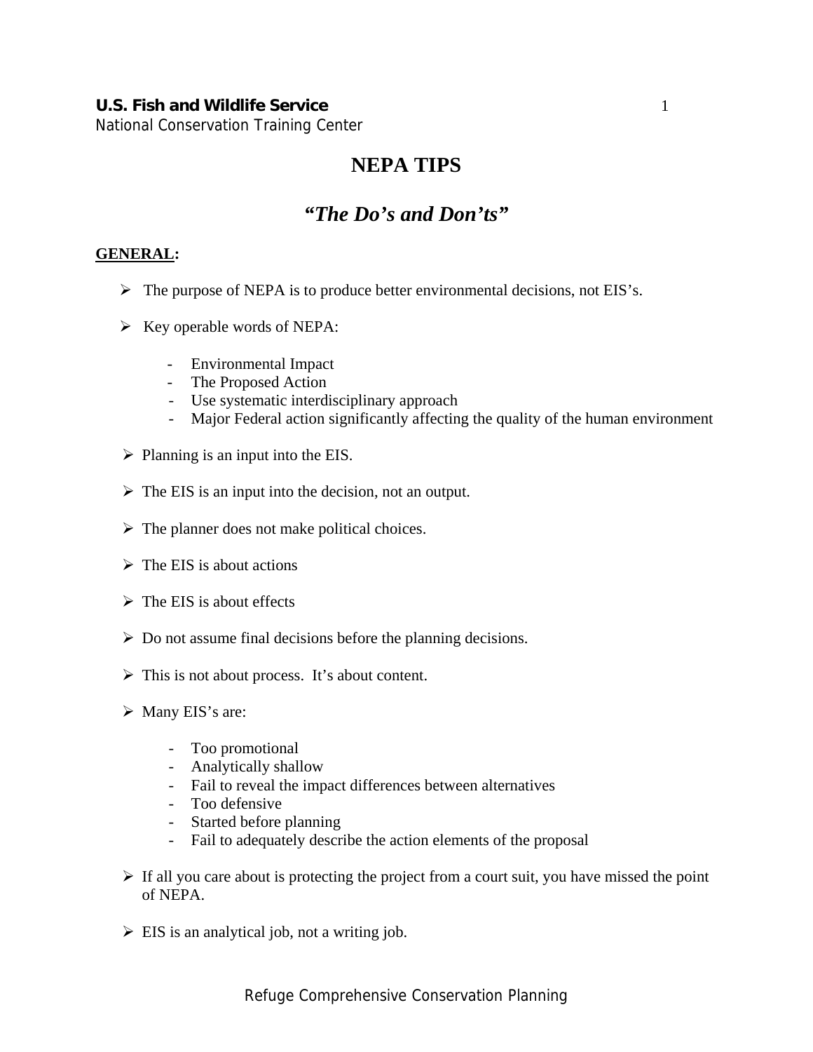**U.S. Fish and Wildlife Service**
National Conservation Training Center

# NEPA TIPS

## *"The Do's and Don'ts"*

**GENERAL:**

- The purpose of NEPA is to produce better environmental decisions, not EIS's.
- Key operable words of NEPA:
  - Environmental Impact
  - The Proposed Action
  - Use systematic interdisciplinary approach
  - Major Federal action significantly affecting the quality of the human environment
- Planning is an input into the EIS.
- The EIS is an input into the decision, not an output.
- The planner does not make political choices.
- The EIS is about actions
- The EIS is about effects
- Do not assume final decisions before the planning decisions.
- This is not about process. It's about content.
- Many EIS's are:
  - Too promotional
  - Analytically shallow
  - Fail to reveal the impact differences between alternatives
  - Too defensive
  - Started before planning
  - Fail to adequately describe the action elements of the proposal
- If all you care about is protecting the project from a court suit, you have missed the point of NEPA.
- EIS is an analytical job, not a writing job.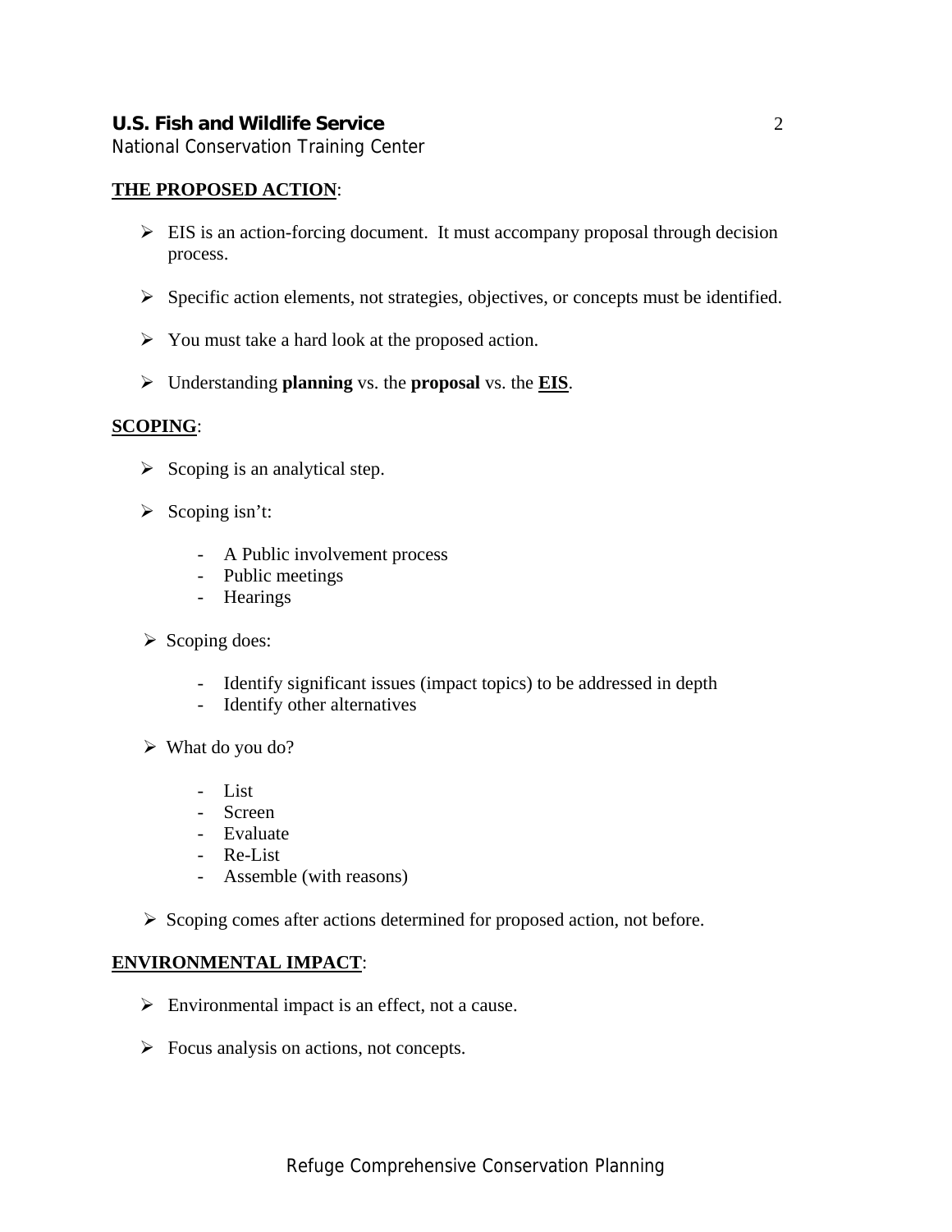**THE PROPOSED ACTION**:

- EIS is an action-forcing document. It must accompany proposal through decision process.
- Specific action elements, not strategies, objectives, or concepts must be identified.
- You must take a hard look at the proposed action.
- Understanding **planning** vs. the **proposal** vs. the **EIS**.

**SCOPING**:

- Scoping is an analytical step.
- Scoping isn't:
  - A Public involvement process
  - Public meetings
  - Hearings
- Scoping does:
  - Identify significant issues (impact topics) to be addressed in depth
  - Identify other alternatives
- What do you do?
  - List
  - Screen
  - Evaluate
  - Re-List
  - Assemble (with reasons)
- Scoping comes after actions determined for proposed action, not before.

**ENVIRONMENTAL IMPACT**:

- Environmental impact is an effect, not a cause.
- Focus analysis on actions, not concepts.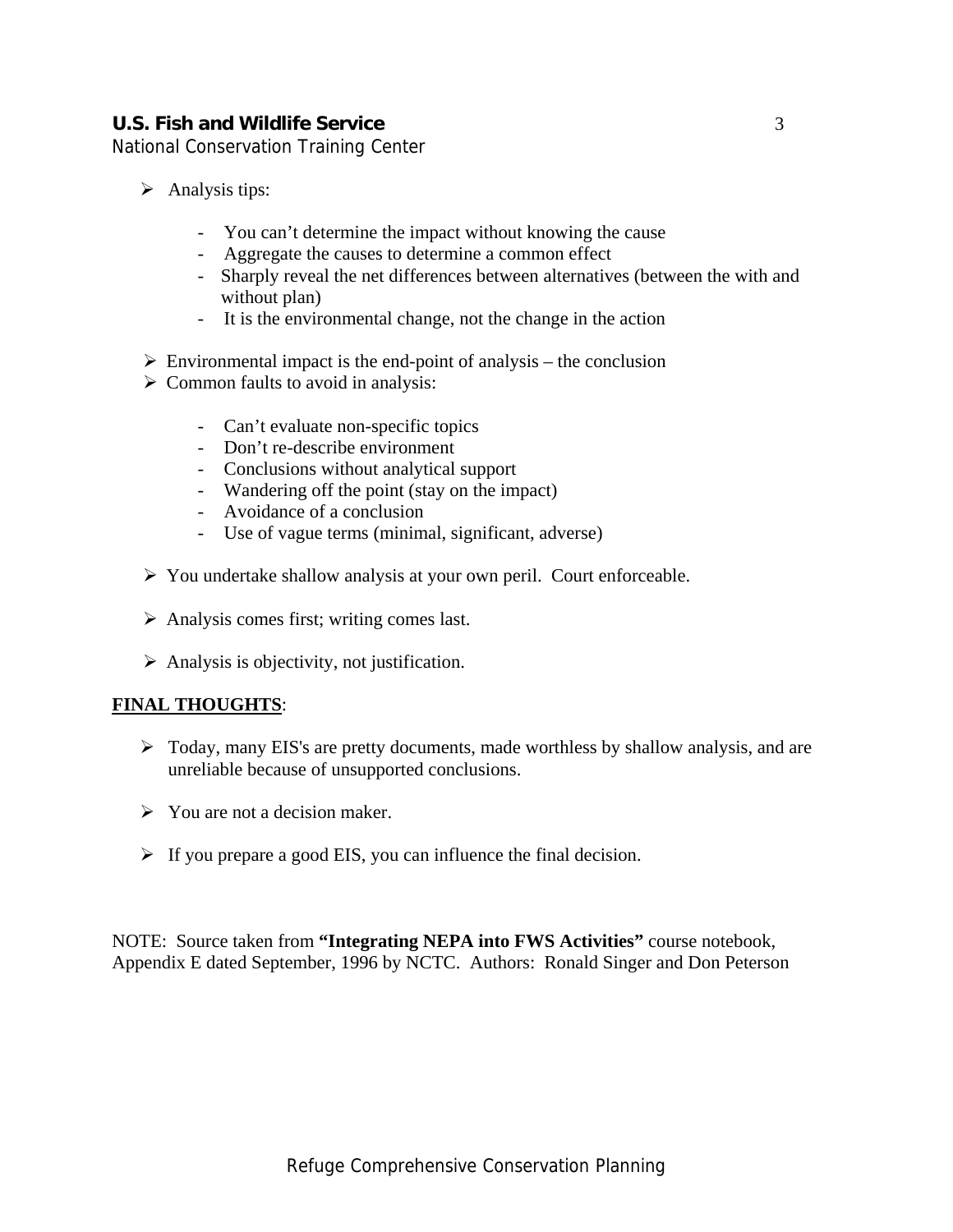- Analysis tips:
  - You can't determine the impact without knowing the cause
  - Aggregate the causes to determine a common effect
  - Sharply reveal the net differences between alternatives (between the with and without plan)
  - It is the environmental change, not the change in the action
- Environmental impact is the end-point of analysis – the conclusion
- Common faults to avoid in analysis:
  - Can't evaluate non-specific topics
  - Don't re-describe environment
  - Conclusions without analytical support
  - Wandering off the point (stay on the impact)
  - Avoidance of a conclusion
  - Use of vague terms (minimal, significant, adverse)
- You undertake shallow analysis at your own peril. Court enforceable.
- Analysis comes first; writing comes last.
- Analysis is objectivity, not justification.

## FINAL THOUGHTS:

- Today, many EIS's are pretty documents, made worthless by shallow analysis, and are unreliable because of unsupported conclusions.
- You are not a decision maker.
- If you prepare a good EIS, you can influence the final decision.

NOTE: Source taken from **"Integrating NEPA into FWS Activities"** course notebook, Appendix E dated September, 1996 by NCTC. Authors: Ronald Singer and Don Peterson